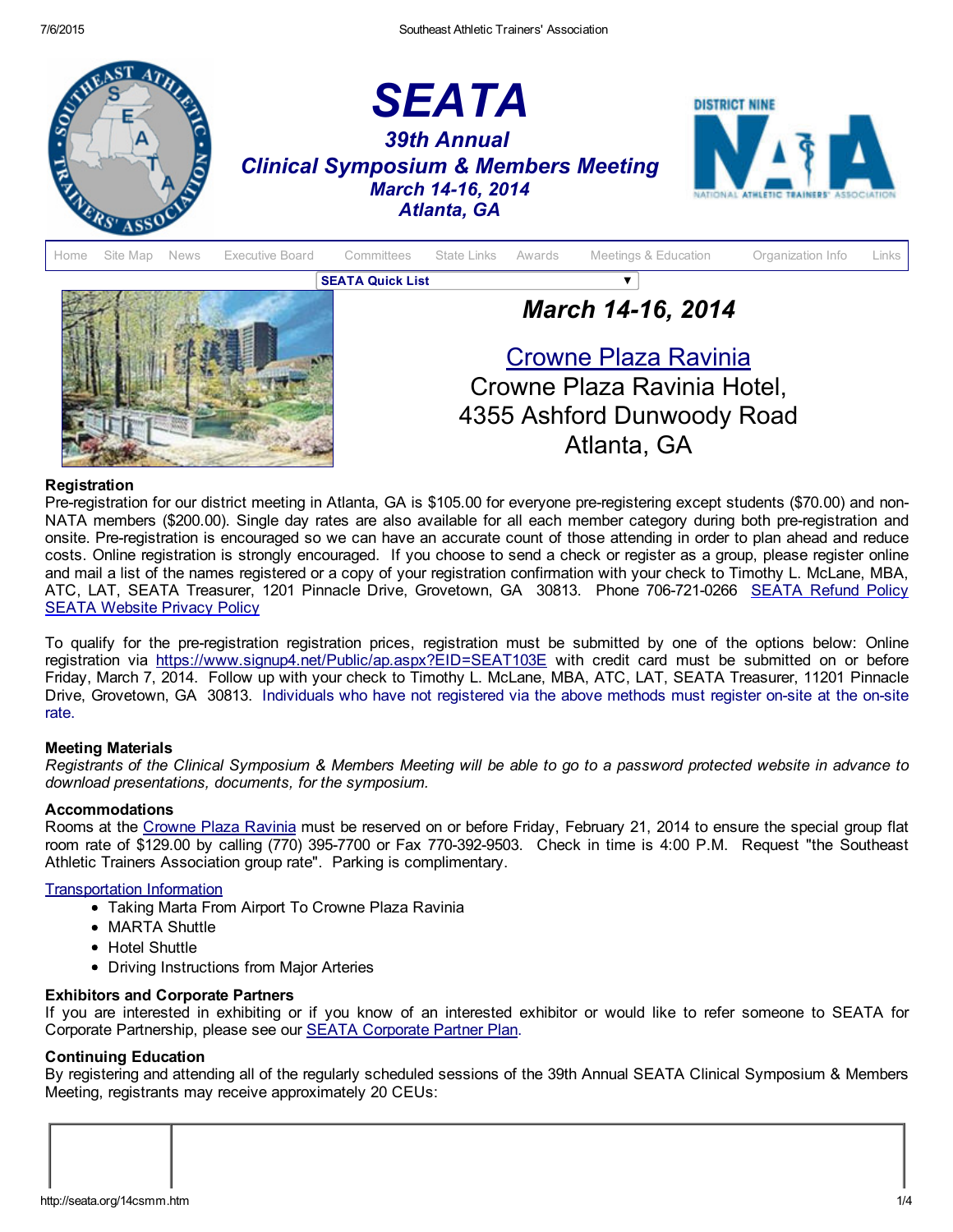# SEATA

## 39th Annual
## Clinical Symposium & Members Meeting
### March 14-16, 2014
### Atlanta, GA

Home | Site Map | News | Executive Board | Committees | State Links | Awards | Meetings & Education | Organization Info | Links

SEATA Quick List

## March 14-16, 2014

### Crowne Plaza Ravinia

Crowne Plaza Ravinia Hotel,
4355 Ashford Dunwoody Road
Atlanta, GA

**Registration**
Pre-registration for our district meeting in Atlanta, GA is $105.00 for everyone pre-registering except students ($70.00) and non-NATA members ($200.00). Single day rates are also available for all each member category during both pre-registration and onsite. Pre-registration is encouraged so we can have an accurate count of those attending in order to plan ahead and reduce costs. Online registration is strongly encouraged. If you choose to send a check or register as a group, please register online and mail a list of the names registered or a copy of your registration confirmation with your check to Timothy L. McLane, MBA, ATC, LAT, SEATA Treasurer, 1201 Pinnacle Drive, Grovetown, GA 30813. Phone 706-721-0266 SEATA Refund Policy SEATA Website Privacy Policy

To qualify for the pre-registration registration prices, registration must be submitted by one of the options below: Online registration via https://www.signup4.net/Public/ap.aspx?EID=SEAT103E with credit card must be submitted on or before Friday, March 7, 2014. Follow up with your check to Timothy L. McLane, MBA, ATC, LAT, SEATA Treasurer, 11201 Pinnacle Drive, Grovetown, GA 30813. Individuals who have not registered via the above methods must register on-site at the on-site rate.

**Meeting Materials**
*Registrants of the Clinical Symposium & Members Meeting will be able to go to a password protected website in advance to download presentations, documents, for the symposium.*

**Accommodations**
Rooms at the Crowne Plaza Ravinia must be reserved on or before Friday, February 21, 2014 to ensure the special group flat room rate of $129.00 by calling (770) 395-7700 or Fax 770-392-9503. Check in time is 4:00 P.M. Request "the Southeast Athletic Trainers Association group rate". Parking is complimentary.

Transportation Information
- Taking Marta From Airport To Crowne Plaza Ravinia
- MARTA Shuttle
- Hotel Shuttle
- Driving Instructions from Major Arteries

**Exhibitors and Corporate Partners**
If you are interested in exhibiting or if you know of an interested exhibitor or would like to refer someone to SEATA for Corporate Partnership, please see our SEATA Corporate Partner Plan.

**Continuing Education**
By registering and attending all of the regularly scheduled sessions of the 39th Annual SEATA Clinical Symposium & Members Meeting, registrants may receive approximately 20 CEUs: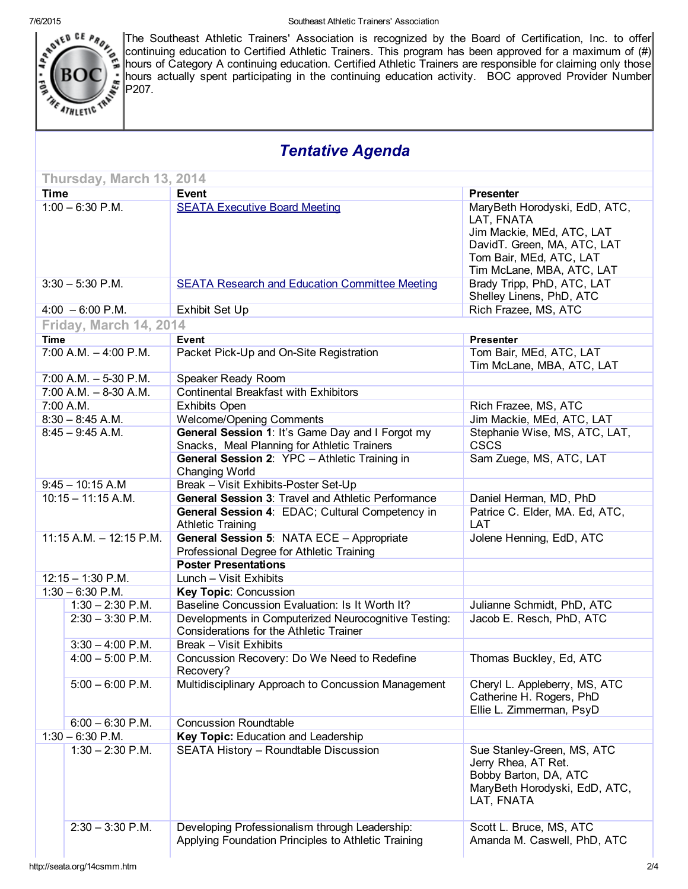The Southeast Athletic Trainers' Association is recognized by the Board of Certification, Inc. to offer continuing education to Certified Athletic Trainers. This program has been approved for a maximum of (#) hours of Category A continuing education. Certified Athletic Trainers are responsible for claiming only those hours actually spent participating in the continuing education activity. BOC approved Provider Number P207.

# *Tentative Agenda*

## Thursday, March 13, 2014

| Time | Event | Presenter |
|---|---|---|
| 1:00 – 6:30 P.M. | SEATA Executive Board Meeting | MaryBeth Horodyski, EdD, ATC, LAT, FNATA<br>Jim Mackie, MEd, ATC, LAT<br>DavidT. Green, MA, ATC, LAT<br>Tom Bair, MEd, ATC, LAT<br>Tim McLane, MBA, ATC, LAT |
| 3:30 – 5:30 P.M. | SEATA Research and Education Committee Meeting | Brady Tripp, PhD, ATC, LAT<br>Shelley Linens, PhD, ATC |
| 4:00 – 6:00 P.M. | Exhibit Set Up | Rich Frazee, MS, ATC |

## Friday, March 14, 2014

| Time | Event | Presenter |
|---|---|---|
| 7:00 A.M. – 4:00 P.M. | Packet Pick-Up and On-Site Registration | Tom Bair, MEd, ATC, LAT<br>Tim McLane, MBA, ATC, LAT |
| 7:00 A.M. – 5-30 P.M. | Speaker Ready Room | |
| 7:00 A.M. – 8-30 A.M. | Continental Breakfast with Exhibitors | |
| 7:00 A.M. | Exhibits Open | Rich Frazee, MS, ATC |
| 8:30 – 8:45 A.M. | Welcome/Opening Comments | Jim Mackie, MEd, ATC, LAT |
| 8:45 – 9:45 A.M. | **General Session 1**: It's Game Day and I Forgot my Snacks, Meal Planning for Athletic Trainers | Stephanie Wise, MS, ATC, LAT, CSCS |
| | **General Session 2**: YPC – Athletic Training in Changing World | Sam Zuege, MS, ATC, LAT |
| 9:45 – 10:15 A.M | Break – Visit Exhibits-Poster Set-Up | |
| 10:15 – 11:15 A.M. | **General Session 3**: Travel and Athletic Performance | Daniel Herman, MD, PhD |
| | **General Session 4**: EDAC; Cultural Competency in Athletic Training | Patrice C. Elder, MA. Ed, ATC, LAT |
| 11:15 A.M. – 12:15 P.M. | **General Session 5**: NATA ECE – Appropriate Professional Degree for Athletic Training | Jolene Henning, EdD, ATC |
| | **Poster Presentations** | |
| 12:15 – 1:30 P.M. | Lunch – Visit Exhibits | |
| 1:30 – 6:30 P.M. | **Key Topic**: Concussion | |
| 1:30 – 2:30 P.M. | Baseline Concussion Evaluation: Is It Worth It? | Julianne Schmidt, PhD, ATC |
| 2:30 – 3:30 P.M. | Developments in Computerized Neurocognitive Testing: Considerations for the Athletic Trainer | Jacob E. Resch, PhD, ATC |
| 3:30 – 4:00 P.M. | Break – Visit Exhibits | |
| 4:00 – 5:00 P.M. | Concussion Recovery: Do We Need to Redefine Recovery? | Thomas Buckley, Ed, ATC |
| 5:00 – 6:00 P.M. | Multidisciplinary Approach to Concussion Management | Cheryl L. Appleberry, MS, ATC<br>Catherine H. Rogers, PhD<br>Ellie L. Zimmerman, PsyD |
| 6:00 – 6:30 P.M. | Concussion Roundtable | |
| 1:30 – 6:30 P.M. | **Key Topic:** Education and Leadership | |
| 1:30 – 2:30 P.M. | SEATA History – Roundtable Discussion | Sue Stanley-Green, MS, ATC<br>Jerry Rhea, AT Ret.<br>Bobby Barton, DA, ATC<br>MaryBeth Horodyski, EdD, ATC, LAT, FNATA |
| 2:30 – 3:30 P.M. | Developing Professionalism through Leadership: Applying Foundation Principles to Athletic Training | Scott L. Bruce, MS, ATC<br>Amanda M. Caswell, PhD, ATC |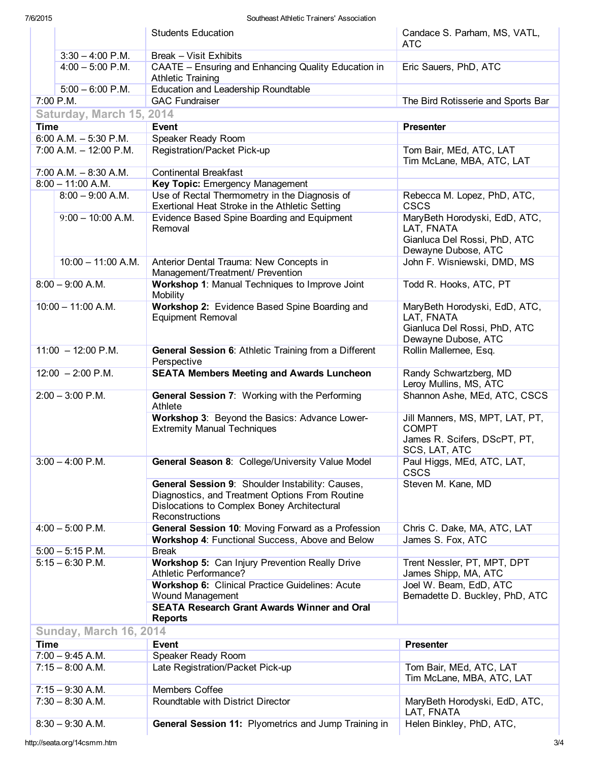| | | | |
|---|---|---|---|
| | | Students Education | Candace S. Parham, MS, VATL, ATC |
| | 3:30 – 4:00 P.M. | Break – Visit Exhibits | |
| | 4:00 – 5:00 P.M. | CAATE – Ensuring and Enhancing Quality Education in Athletic Training | Eric Sauers, PhD, ATC |
| | 5:00 – 6:00 P.M. | Education and Leadership Roundtable | |
| 7:00 P.M. | | GAC Fundraiser | The Bird Rotisserie and Sports Bar |

## Saturday, March 15, 2014

| Time | | Event | Presenter |
|---|---|---|---|
| 6:00 A.M. – 5:30 P.M. | | Speaker Ready Room | |
| 7:00 A.M. – 12:00 P.M. | | Registration/Packet Pick-up | Tom Bair, MEd, ATC, LAT<br>Tim McLane, MBA, ATC, LAT |
| 7:00 A.M. – 8:30 A.M. | | Continental Breakfast | |
| 8:00 – 11:00 A.M. | | **Key Topic:** Emergency Management | |
| | 8:00 – 9:00 A.M. | Use of Rectal Thermometry in the Diagnosis of Exertional Heat Stroke in the Athletic Setting | Rebecca M. Lopez, PhD, ATC, CSCS |
| | 9:00 – 10:00 A.M. | Evidence Based Spine Boarding and Equipment Removal | MaryBeth Horodyski, EdD, ATC, LAT, FNATA<br>Gianluca Del Rossi, PhD, ATC<br>Dewayne Dubose, ATC |
| | 10:00 – 11:00 A.M. | Anterior Dental Trauma: New Concepts in Management/Treatment/ Prevention | John F. Wisniewski, DMD, MS |
| 8:00 – 9:00 A.M. | | **Workshop 1**: Manual Techniques to Improve Joint Mobility | Todd R. Hooks, ATC, PT |
| 10:00 – 11:00 A.M. | | **Workshop 2:** Evidence Based Spine Boarding and Equipment Removal | MaryBeth Horodyski, EdD, ATC, LAT, FNATA<br>Gianluca Del Rossi, PhD, ATC<br>Dewayne Dubose, ATC |
| 11:00 – 12:00 P.M. | | **General Session 6**: Athletic Training from a Different Perspective | Rollin Mallernee, Esq. |
| 12:00 – 2:00 P.M. | | **SEATA Members Meeting and Awards Luncheon** | Randy Schwartzberg, MD<br>Leroy Mullins, MS, ATC |
| 2:00 – 3:00 P.M. | | **General Session 7**: Working with the Performing Athlete | Shannon Ashe, MEd, ATC, CSCS |
| | | **Workshop 3**: Beyond the Basics: Advance Lower-Extremity Manual Techniques | Jill Manners, MS, MPT, LAT, PT, COMPT<br>James R. Scifers, DScPT, PT, SCS, LAT, ATC |
| 3:00 – 4:00 P.M. | | **General Season 8**: College/University Value Model | Paul Higgs, MEd, ATC, LAT, CSCS |
| | | **General Session 9**: Shoulder Instability: Causes, Diagnostics, and Treatment Options From Routine Dislocations to Complex Boney Architectural Reconstructions | Steven M. Kane, MD |
| 4:00 – 5:00 P.M. | | **General Session 10**: Moving Forward as a Profession | Chris C. Dake, MA, ATC, LAT |
| | | **Workshop 4**: Functional Success, Above and Below | James S. Fox, ATC |
| 5:00 – 5:15 P.M. | | Break | |
| 5:15 – 6:30 P.M. | | **Workshop 5:** Can Injury Prevention Really Drive Athletic Performance? | Trent Nessler, PT, MPT, DPT<br>James Shipp, MA, ATC |
| | | **Workshop 6:** Clinical Practice Guidelines: Acute Wound Management | Joel W. Beam, EdD, ATC<br>Bernadette D. Buckley, PhD, ATC |
| | | **SEATA Research Grant Awards Winner and Oral Reports** | |

## Sunday, March 16, 2014

| Time | Event | Presenter |
|---|---|---|
| 7:00 – 9:45 A.M. | Speaker Ready Room | |
| 7:15 – 8:00 A.M. | Late Registration/Packet Pick-up | Tom Bair, MEd, ATC, LAT<br>Tim McLane, MBA, ATC, LAT |
| 7:15 – 9:30 A.M. | Members Coffee | |
| 7:30 – 8:30 A.M. | Roundtable with District Director | MaryBeth Horodyski, EdD, ATC, LAT, FNATA |
| 8:30 – 9:30 A.M. | **General Session 11:** Plyometrics and Jump Training in | Helen Binkley, PhD, ATC, |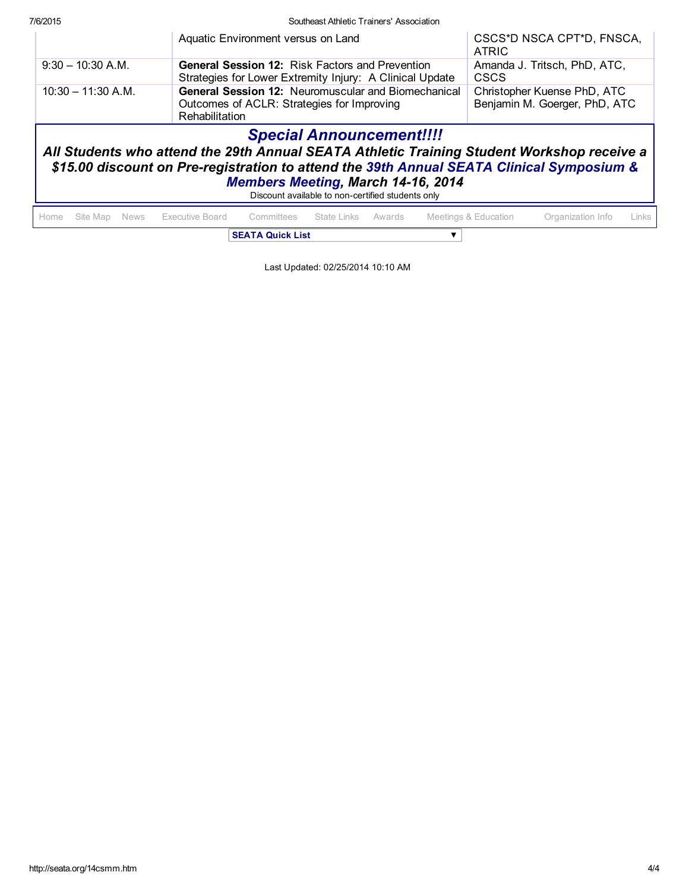| | | |
|---|---|---|
| | Aquatic Environment versus on Land | CSCS*D NSCA CPT*D, FNSCA, ATRIC |
| 9:30 – 10:30 A.M. | **General Session 12:** Risk Factors and Prevention Strategies for Lower Extremity Injury: A Clinical Update | Amanda J. Tritsch, PhD, ATC, CSCS |
| 10:30 – 11:30 A.M. | **General Session 12:** Neuromuscular and Biomechanical Outcomes of ACLR: Strategies for Improving Rehabilitation | Christopher Kuense PhD, ATC Benjamin M. Goerger, PhD, ATC |

***Special Announcement!!!!***

***All Students who attend the 29th Annual SEATA Athletic Training Student Workshop receive a $15.00 discount on Pre-registration to attend the 39th Annual SEATA Clinical Symposium & Members Meeting, March 14-16, 2014***

Discount available to non-certified students only

Home Site Map News Executive Board Committees State Links Awards Meetings & Education Organization Info Links

**SEATA Quick List**

Last Updated: 02/25/2014 10:10 AM